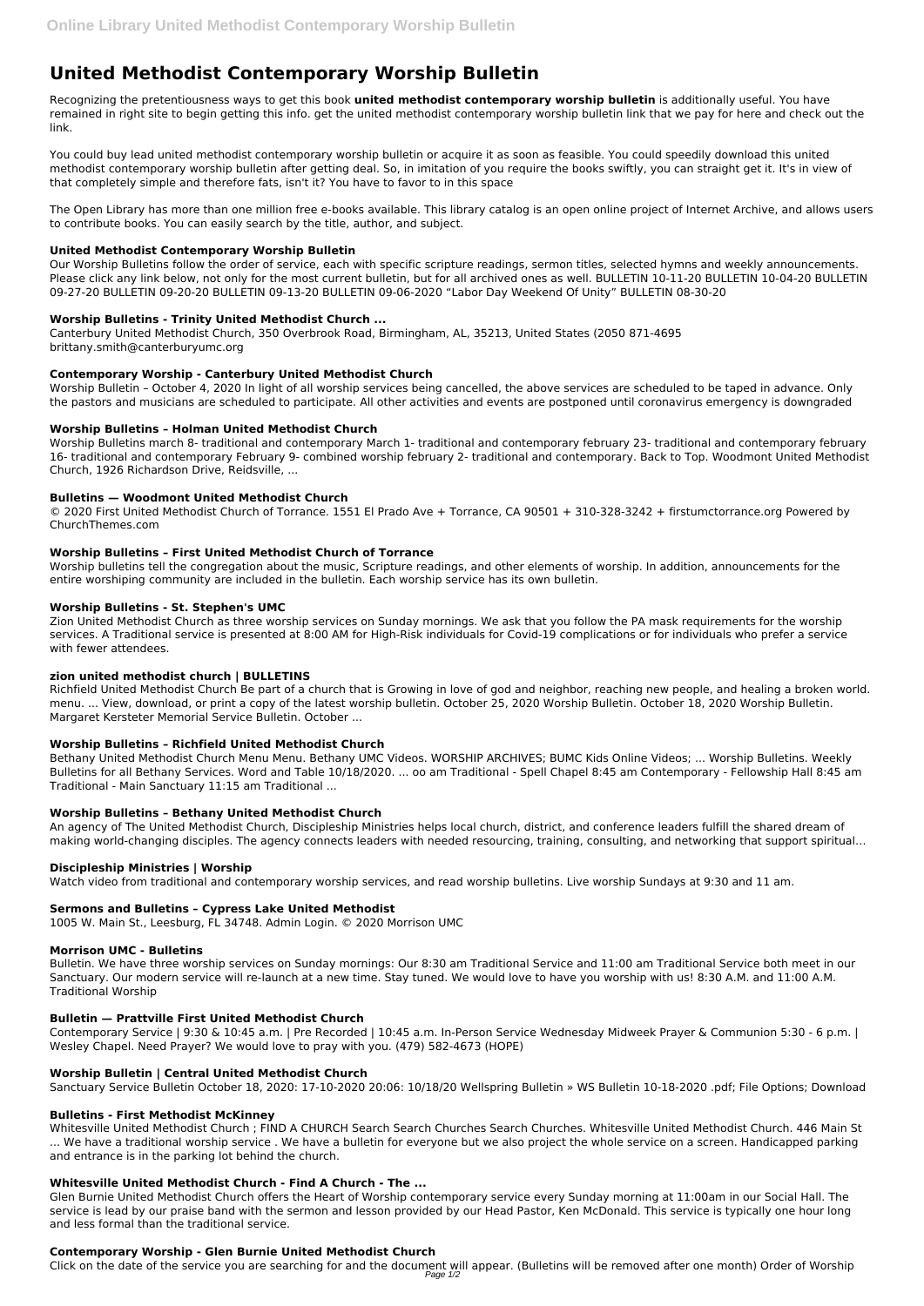# United Methodist Contemporary Worship Bulletin

Recognizing the pretentiousness ways to get this book **united methodist contemporary worship bulletin** is additionally useful. You have remained in right site to begin getting this info. get the united methodist contemporary worship bulletin link that we pay for here and check out the link.

You could buy lead united methodist contemporary worship bulletin or acquire it as soon as feasible. You could speedily download this united methodist contemporary worship bulletin after getting deal. So, in imitation of you require the books swiftly, you can straight get it. It's in view of that completely simple and therefore fats, isn't it? You have to favor to in this space

The Open Library has more than one million free e-books available. This library catalog is an open online project of Internet Archive, and allows users to contribute books. You can easily search by the title, author, and subject.

### United Methodist Contemporary Worship Bulletin

Our Worship Bulletins follow the order of service, each with specific scripture readings, sermon titles, selected hymns and weekly announcements. Please click any link below, not only for the most current bulletin, but for all archived ones as well. BULLETIN 10-11-20 BULLETIN 10-04-20 BULLETIN 09-27-20 BULLETIN 09-20-20 BULLETIN 09-13-20 BULLETIN 09-06-2020 “Labor Day Weekend Of Unity” BULLETIN 08-30-20

### Worship Bulletins - Trinity United Methodist Church ...

Canterbury United Methodist Church, 350 Overbrook Road, Birmingham, AL, 35213, United States (2050 871-4695 brittany.smith@canterburyumc.org

### Contemporary Worship - Canterbury United Methodist Church

Worship Bulletin – October 4, 2020 In light of all worship services being cancelled, the above services are scheduled to be taped in advance. Only the pastors and musicians are scheduled to participate. All other activities and events are postponed until coronavirus emergency is downgraded

### Worship Bulletins – Holman United Methodist Church

Worship Bulletins march 8- traditional and contemporary March 1- traditional and contemporary february 23- traditional and contemporary february 16- traditional and contemporary February 9- combined worship february 2- traditional and contemporary. Back to Top. Woodmont United Methodist Church, 1926 Richardson Drive, Reidsville, ...

### Bulletins — Woodmont United Methodist Church

© 2020 First United Methodist Church of Torrance. 1551 El Prado Ave + Torrance, CA 90501 + 310-328-3242 + firstumctorrance.org Powered by ChurchThemes.com

### Worship Bulletins – First United Methodist Church of Torrance

Worship bulletins tell the congregation about the music, Scripture readings, and other elements of worship. In addition, announcements for the entire worshiping community are included in the bulletin. Each worship service has its own bulletin.

### Worship Bulletins - St. Stephen's UMC

Zion United Methodist Church as three worship services on Sunday mornings. We ask that you follow the PA mask requirements for the worship services. A Traditional service is presented at 8:00 AM for High-Risk individuals for Covid-19 complications or for individuals who prefer a service with fewer attendees.

### zion united methodist church | BULLETINS

Richfield United Methodist Church Be part of a church that is Growing in love of god and neighbor, reaching new people, and healing a broken world. menu. ... View, download, or print a copy of the latest worship bulletin. October 25, 2020 Worship Bulletin. October 18, 2020 Worship Bulletin. Margaret Kersteter Memorial Service Bulletin. October ...

### Worship Bulletins – Richfield United Methodist Church

Bethany United Methodist Church Menu Menu. Bethany UMC Videos. WORSHIP ARCHIVES; BUMC Kids Online Videos; ... Worship Bulletins. Weekly Bulletins for all Bethany Services. Word and Table 10/18/2020. ... oo am Traditional - Spell Chapel 8:45 am Contemporary - Fellowship Hall 8:45 am Traditional - Main Sanctuary 11:15 am Traditional ...

### Worship Bulletins – Bethany United Methodist Church

An agency of The United Methodist Church, Discipleship Ministries helps local church, district, and conference leaders fulfill the shared dream of making world-changing disciples. The agency connects leaders with needed resourcing, training, consulting, and networking that support spiritual…

### Discipleship Ministries | Worship

Watch video from traditional and contemporary worship services, and read worship bulletins. Live worship Sundays at 9:30 and 11 am.

### Sermons and Bulletins – Cypress Lake United Methodist

1005 W. Main St., Leesburg, FL 34748. Admin Login. © 2020 Morrison UMC

### Morrison UMC - Bulletins

Bulletin. We have three worship services on Sunday mornings: Our 8:30 am Traditional Service and 11:00 am Traditional Service both meet in our Sanctuary. Our modern service will re-launch at a new time. Stay tuned. We would love to have you worship with us! 8:30 A.M. and 11:00 A.M. Traditional Worship

### Bulletin — Prattville First United Methodist Church

Contemporary Service | 9:30 & 10:45 a.m. | Pre Recorded | 10:45 a.m. In-Person Service Wednesday Midweek Prayer & Communion 5:30 - 6 p.m. | Wesley Chapel. Need Prayer? We would love to pray with you. (479) 582-4673 (HOPE)

### Worship Bulletin | Central United Methodist Church

Sanctuary Service Bulletin October 18, 2020: 17-10-2020 20:06: 10/18/20 Wellspring Bulletin » WS Bulletin 10-18-2020 .pdf; File Options; Download

### Bulletins - First Methodist McKinney

Whitesville United Methodist Church ; FIND A CHURCH Search Search Churches Search Churches. Whitesville United Methodist Church. 446 Main St ... We have a traditional worship service . We have a bulletin for everyone but we also project the whole service on a screen. Handicapped parking and entrance is in the parking lot behind the church.

### Whitesville United Methodist Church - Find A Church - The ...

Glen Burnie United Methodist Church offers the Heart of Worship contemporary service every Sunday morning at 11:00am in our Social Hall. The service is lead by our praise band with the sermon and lesson provided by our Head Pastor, Ken McDonald. This service is typically one hour long and less formal than the traditional service.

### Contemporary Worship - Glen Burnie United Methodist Church

Click on the date of the service you are searching for and the document will appear. (Bulletins will be removed after one month) Order of Worship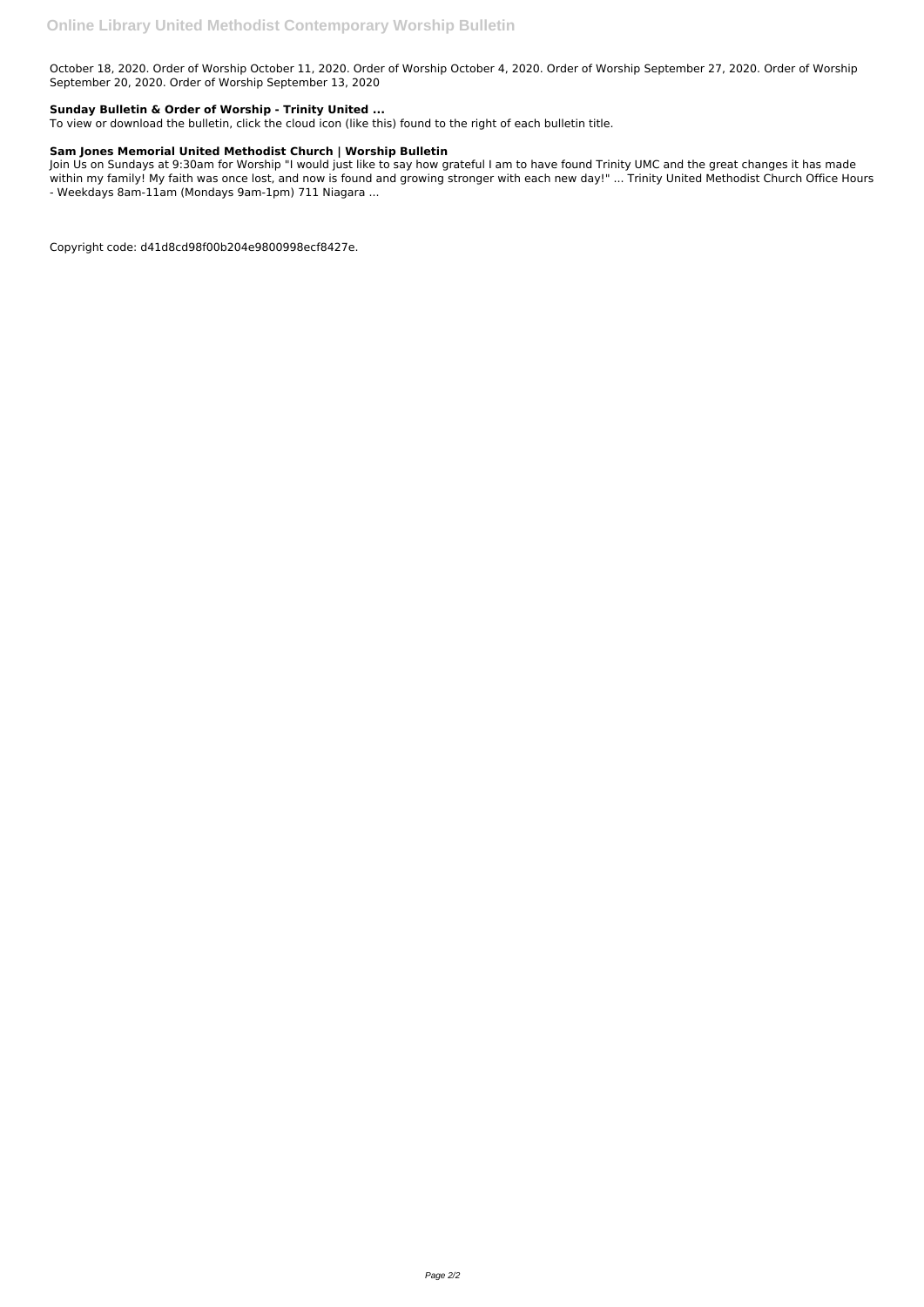October 18, 2020. Order of Worship October 11, 2020. Order of Worship October 4, 2020. Order of Worship September 27, 2020. Order of Worship September 20, 2020. Order of Worship September 13, 2020

**Sunday Bulletin & Order of Worship - Trinity United ...**

To view or download the bulletin, click the cloud icon (like this) found to the right of each bulletin title.

**Sam Jones Memorial United Methodist Church | Worship Bulletin**

Join Us on Sundays at 9:30am for Worship "I would just like to say how grateful I am to have found Trinity UMC and the great changes it has made within my family! My faith was once lost, and now is found and growing stronger with each new day!" ... Trinity United Methodist Church Office Hours - Weekdays 8am-11am (Mondays 9am-1pm) 711 Niagara ...

Copyright code: d41d8cd98f00b204e9800998ecf8427e.